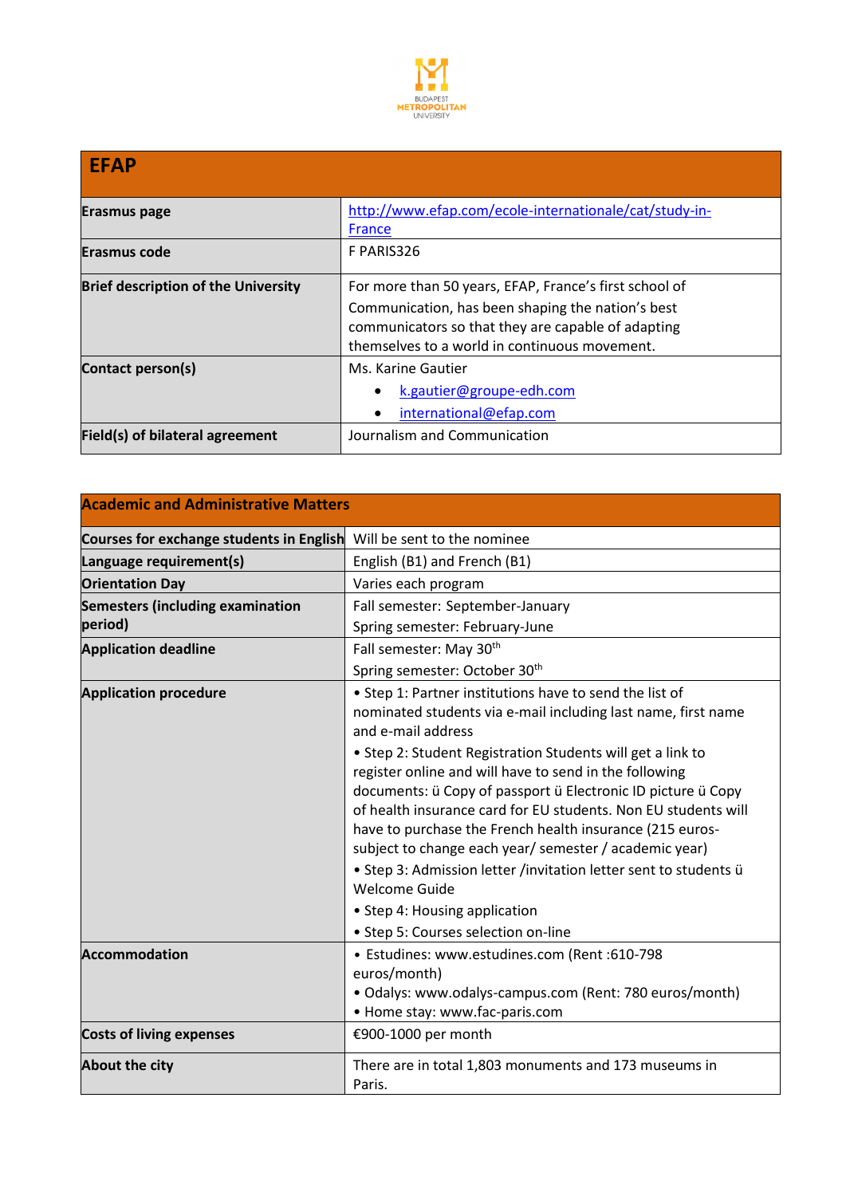BUDAPEST METROPOLITAN UNIVERSITY

| EFAP | |
|---|---|
| **Erasmus page** | http://www.efap.com/ecole-internationale/cat/study-in-France |
| **Erasmus code** | F PARIS326 |
| **Brief description of the University** | For more than 50 years, EFAP, France's first school of Communication, has been shaping the nation's best communicators so that they are capable of adapting themselves to a world in continuous movement. |
| **Contact person(s)** | Ms. Karine Gautier<br>• k.gautier@groupe-edh.com<br>• international@efap.com |
| **Field(s) of bilateral agreement** | Journalism and Communication |

| Academic and Administrative Matters | |
|---|---|
| **Courses for exchange students in English** | Will be sent to the nominee |
| **Language requirement(s)** | English (B1) and French (B1) |
| **Orientation Day** | Varies each program |
| **Semesters (including examination period)** | Fall semester: September-January<br>Spring semester: February-June |
| **Application deadline** | Fall semester: May 30th<br>Spring semester: October 30th |
| **Application procedure** | • Step 1: Partner institutions have to send the list of nominated students via e-mail including last name, first name and e-mail address<br>• Step 2: Student Registration Students will get a link to register online and will have to send in the following documents: ü Copy of passport ü Electronic ID picture ü Copy of health insurance card for EU students. Non EU students will have to purchase the French health insurance (215 euros- subject to change each year/ semester / academic year)<br>• Step 3: Admission letter /invitation letter sent to students ü Welcome Guide<br>• Step 4: Housing application<br>• Step 5: Courses selection on-line |
| **Accommodation** | • Estudines: www.estudines.com (Rent :610-798 euros/month)<br>• Odalys: www.odalys-campus.com (Rent: 780 euros/month)<br>• Home stay: www.fac-paris.com |
| **Costs of living expenses** | €900-1000 per month |
| **About the city** | There are in total 1,803 monuments and 173 museums in Paris. |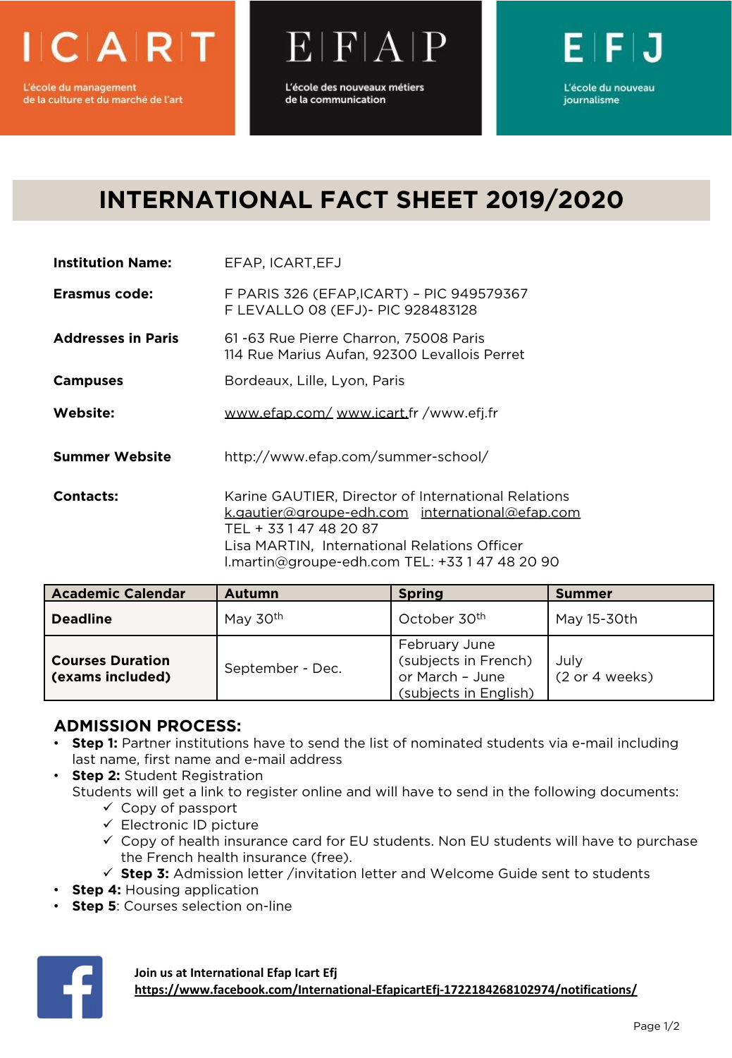# INTERNATIONAL FACT SHEET 2019/2020

**Institution Name:** EFAP, ICART,EFJ

**Erasmus code:** F PARIS 326 (EFAP,ICART) – PIC 949579367
F LEVALLO 08 (EFJ)- PIC 928483128

**Addresses in Paris** 61 -63 Rue Pierre Charron, 75008 Paris
114 Rue Marius Aufan, 92300 Levallois Perret

**Campuses** Bordeaux, Lille, Lyon, Paris

**Website:** www.efap.com/ www.icart.fr /www.efj.fr

**Summer Website** http://www.efap.com/summer-school/

**Contacts:** Karine GAUTIER, Director of International Relations
k.gautier@groupe-edh.com international@efap.com
TEL + 33 1 47 48 20 87
Lisa MARTIN, International Relations Officer
l.martin@groupe-edh.com TEL: +33 1 47 48 20 90

| Academic Calendar | Autumn | Spring | Summer |
|---|---|---|---|
| **Deadline** | May 30th | October 30th | May 15-30th |
| **Courses Duration (exams included)** | September - Dec. | February June (subjects in French) or March – June (subjects in English) | July (2 or 4 weeks) |

## ADMISSION PROCESS:

- **Step 1:** Partner institutions have to send the list of nominated students via e-mail including last name, first name and e-mail address
- **Step 2:** Student Registration
  Students will get a link to register online and will have to send in the following documents:
  - ✓ Copy of passport
  - ✓ Electronic ID picture
  - ✓ Copy of health insurance card for EU students. Non EU students will have to purchase the French health insurance (free).
  - ✓ **Step 3:** Admission letter /invitation letter and Welcome Guide sent to students
- **Step 4:** Housing application
- **Step 5**: Courses selection on-line

**Join us at International Efap Icart Efj**
**https://www.facebook.com/International-EfapicartEfj-1722184268102974/notifications/**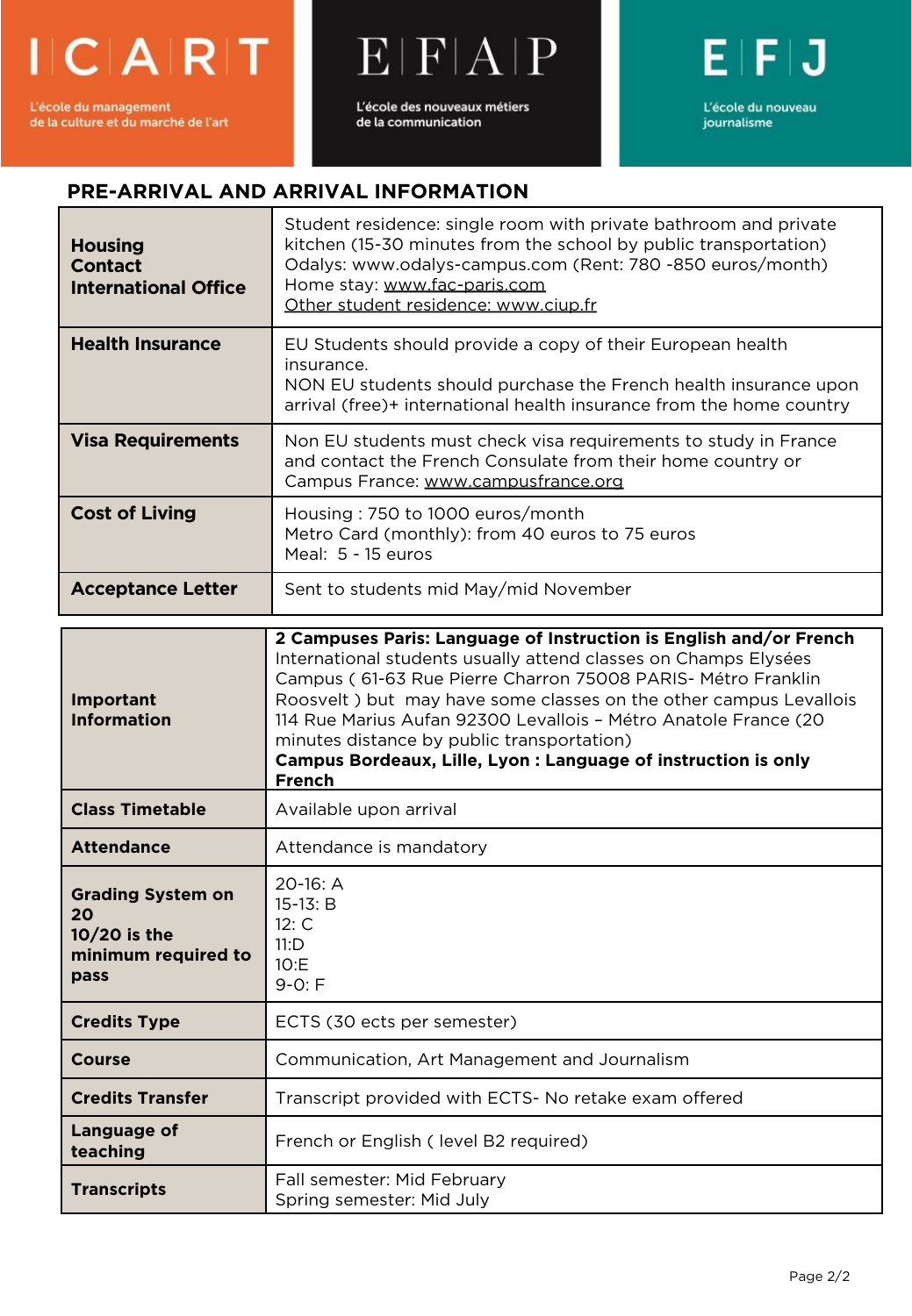ICART — L'école du management de la culture et du marché de l'art

EFAP — L'école des nouveaux métiers de la communication

EFJ — L'école du nouveau journalisme

## PRE-ARRIVAL AND ARRIVAL INFORMATION

| | |
|---|---|
| **Housing Contact International Office** | Student residence: single room with private bathroom and private kitchen (15-30 minutes from the school by public transportation)<br>Odalys: www.odalys-campus.com (Rent: 780 -850 euros/month)<br>Home stay: www.fac-paris.com<br>Other student residence: www.ciup.fr |
| **Health Insurance** | EU Students should provide a copy of their European health insurance.<br>NON EU students should purchase the French health insurance upon arrival (free)+ international health insurance from the home country |
| **Visa Requirements** | Non EU students must check visa requirements to study in France and contact the French Consulate from their home country or Campus France: www.campusfrance.org |
| **Cost of Living** | Housing : 750 to 1000 euros/month<br>Metro Card (monthly): from 40 euros to 75 euros<br>Meal: 5 - 15 euros |
| **Acceptance Letter** | Sent to students mid May/mid November |

| | |
|---|---|
| **Important Information** | **2 Campuses Paris: Language of Instruction is English and/or French**<br>International students usually attend classes on Champs Elysées Campus ( 61-63 Rue Pierre Charron 75008 PARIS- Métro Franklin Roosvelt ) but may have some classes on the other campus Levallois 114 Rue Marius Aufan 92300 Levallois – Métro Anatole France (20 minutes distance by public transportation)<br>**Campus Bordeaux, Lille, Lyon : Language of instruction is only French** |
| **Class Timetable** | Available upon arrival |
| **Attendance** | Attendance is mandatory |
| **Grading System on 20**<br>**10/20 is the minimum required to pass** | 20-16: A<br>15-13: B<br>12: C<br>11:D<br>10:E<br>9-0: F |
| **Credits Type** | ECTS (30 ects per semester) |
| **Course** | Communication, Art Management and Journalism |
| **Credits Transfer** | Transcript provided with ECTS- No retake exam offered |
| **Language of teaching** | French or English ( level B2 required) |
| **Transcripts** | Fall semester: Mid February<br>Spring semester: Mid July |